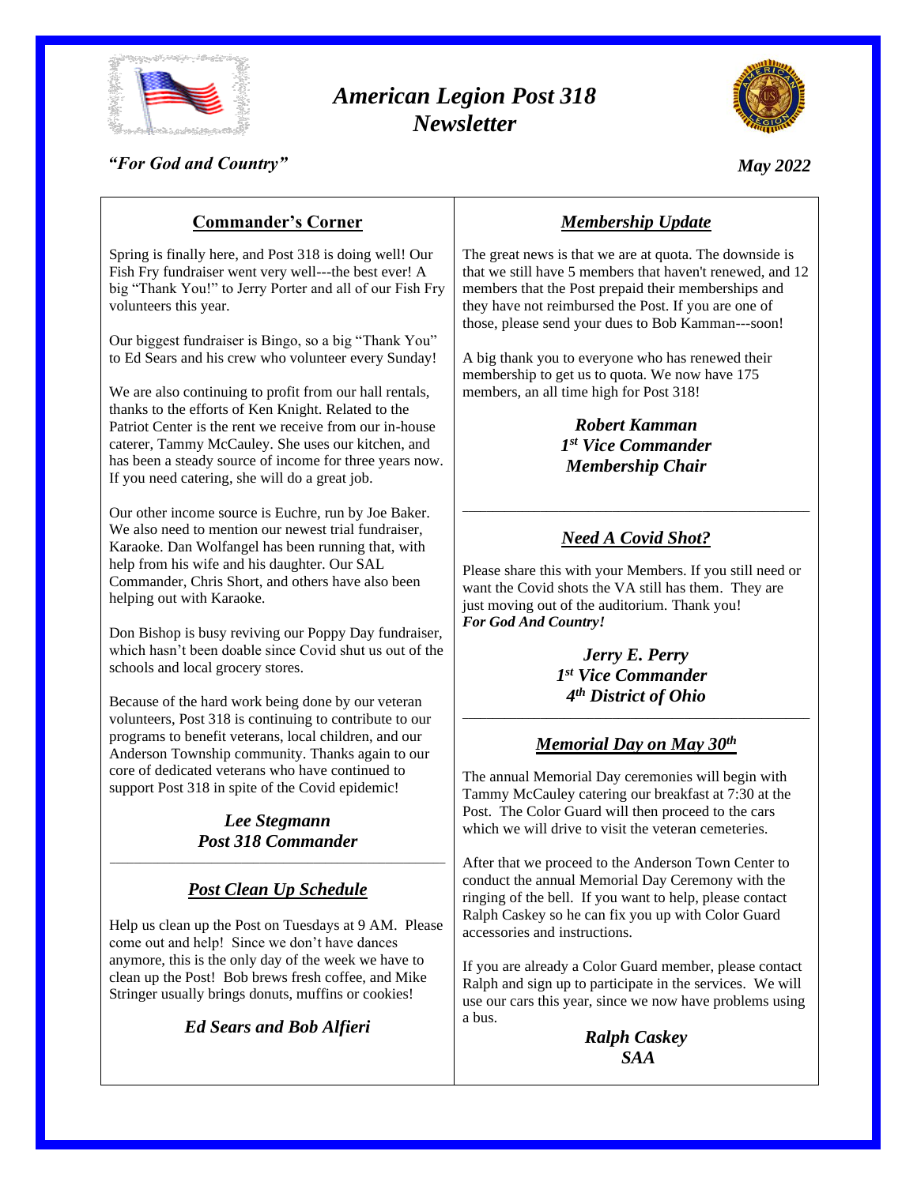# *American Legion Post 318 Newsletter*

*"For God and Country"*

*May 2022*

## Commander's Corner

Spring is finally here, and Post 318 is doing well! Our Fish Fry fundraiser went very well---the best ever! A big "Thank You!" to Jerry Porter and all of our Fish Fry volunteers this year.

Our biggest fundraiser is Bingo, so a big "Thank You" to Ed Sears and his crew who volunteer every Sunday!

We are also continuing to profit from our hall rentals, thanks to the efforts of Ken Knight. Related to the Patriot Center is the rent we receive from our in-house caterer, Tammy McCauley. She uses our kitchen, and has been a steady source of income for three years now. If you need catering, she will do a great job.

Our other income source is Euchre, run by Joe Baker. We also need to mention our newest trial fundraiser, Karaoke. Dan Wolfangel has been running that, with help from his wife and his daughter. Our SAL Commander, Chris Short, and others have also been helping out with Karaoke.

Don Bishop is busy reviving our Poppy Day fundraiser, which hasn't been doable since Covid shut us out of the schools and local grocery stores.

Because of the hard work being done by our veteran volunteers, Post 318 is continuing to contribute to our programs to benefit veterans, local children, and our Anderson Township community. Thanks again to our core of dedicated veterans who have continued to support Post 318 in spite of the Covid epidemic!

***Lee Stegmann***
***Post 318 Commander***

---

## *Post Clean Up Schedule*

Help us clean up the Post on Tuesdays at 9 AM. Please come out and help! Since we don't have dances anymore, this is the only day of the week we have to clean up the Post! Bob brews fresh coffee, and Mike Stringer usually brings donuts, muffins or cookies!

***Ed Sears and Bob Alfieri***

---

## *Membership Update*

The great news is that we are at quota. The downside is that we still have 5 members that haven't renewed, and 12 members that the Post prepaid their memberships and they have not reimbursed the Post. If you are one of those, please send your dues to Bob Kamman---soon!

A big thank you to everyone who has renewed their membership to get us to quota. We now have 175 members, an all time high for Post 318!

***Robert Kamman***
***1st Vice Commander***
***Membership Chair***

---

## *Need A Covid Shot?*

Please share this with your Members. If you still need or want the Covid shots the VA still has them. They are just moving out of the auditorium. Thank you!
***For God And Country!***

***Jerry E. Perry***
***1st Vice Commander***
***4th District of Ohio***

---

## *Memorial Day on May 30th*

The annual Memorial Day ceremonies will begin with Tammy McCauley catering our breakfast at 7:30 at the Post. The Color Guard will then proceed to the cars which we will drive to visit the veteran cemeteries.

After that we proceed to the Anderson Town Center to conduct the annual Memorial Day Ceremony with the ringing of the bell. If you want to help, please contact Ralph Caskey so he can fix you up with Color Guard accessories and instructions.

If you are already a Color Guard member, please contact Ralph and sign up to participate in the services. We will use our cars this year, since we now have problems using a bus.

***Ralph Caskey***
***SAA***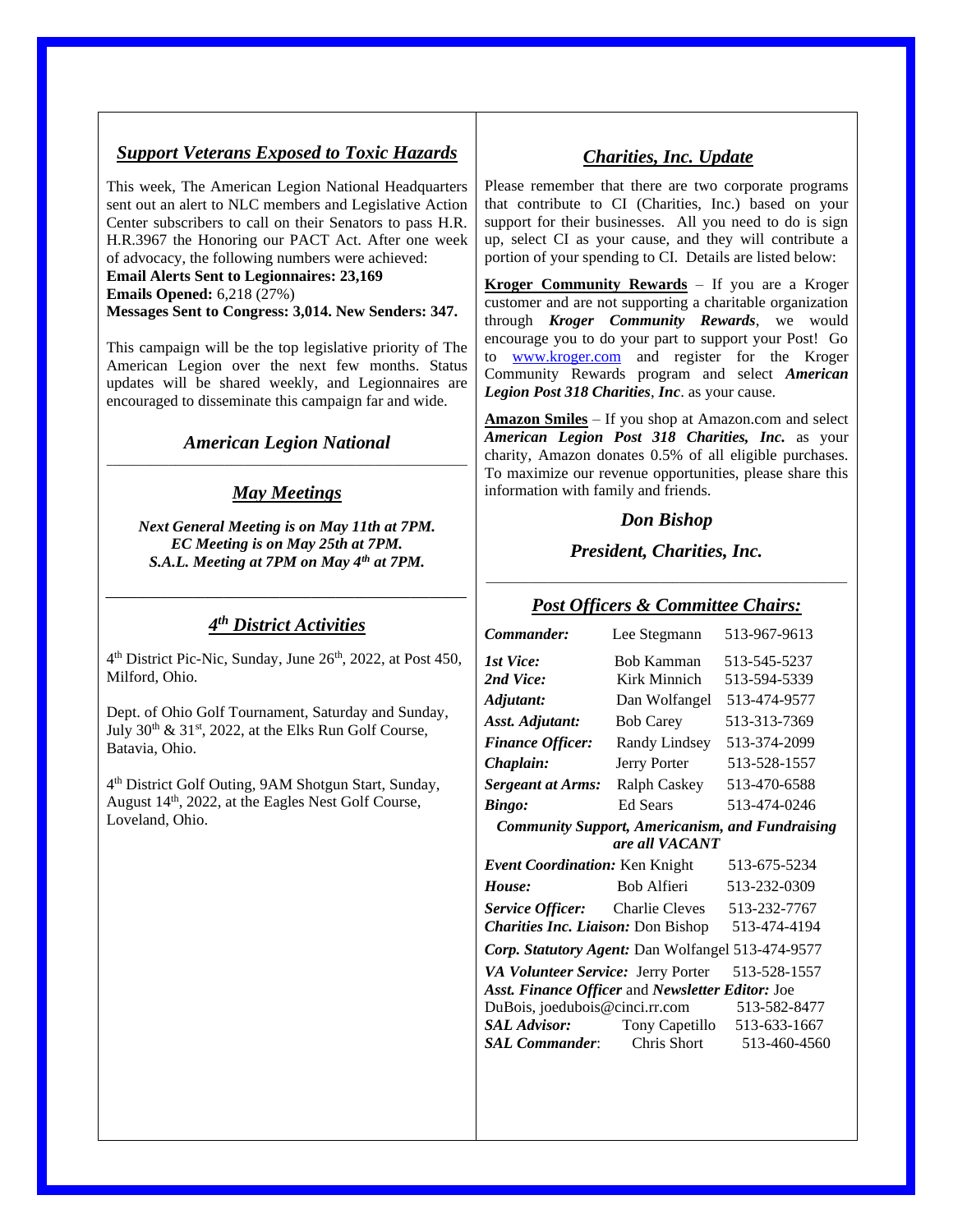## *Support Veterans Exposed to Toxic Hazards*

This week, The American Legion National Headquarters sent out an alert to NLC members and Legislative Action Center subscribers to call on their Senators to pass H.R. H.R.3967 the Honoring our PACT Act. After one week of advocacy, the following numbers were achieved:

**Email Alerts Sent to Legionnaires: 23,169**
**Emails Opened:** 6,218 (27%)
**Messages Sent to Congress: 3,014. New Senders: 347.**

This campaign will be the top legislative priority of The American Legion over the next few months. Status updates will be shared weekly, and Legionnaires are encouraged to disseminate this campaign far and wide.

### *American Legion National*

---

## *May Meetings*

***Next General Meeting is on May 11th at 7PM.***
***EC Meeting is on May 25th at 7PM.***
***S.A.L. Meeting at 7PM on May 4th at 7PM.***

---

## *4th District Activities*

4th District Pic-Nic, Sunday, June 26th, 2022, at Post 450, Milford, Ohio.

Dept. of Ohio Golf Tournament, Saturday and Sunday, July 30th & 31st, 2022, at the Elks Run Golf Course, Batavia, Ohio.

4th District Golf Outing, 9AM Shotgun Start, Sunday, August 14th, 2022, at the Eagles Nest Golf Course, Loveland, Ohio.

## *Charities, Inc. Update*

Please remember that there are two corporate programs that contribute to CI (Charities, Inc.) based on your support for their businesses. All you need to do is sign up, select CI as your cause, and they will contribute a portion of your spending to CI. Details are listed below:

**Kroger Community Rewards** – If you are a Kroger customer and are not supporting a charitable organization through ***Kroger Community Rewards***, we would encourage you to do your part to support your Post! Go to www.kroger.com and register for the Kroger Community Rewards program and select ***American Legion Post 318 Charities***, ***Inc***. as your cause.

**Amazon Smiles** – If you shop at Amazon.com and select ***American Legion Post 318 Charities, Inc.*** as your charity, Amazon donates 0.5% of all eligible purchases. To maximize our revenue opportunities, please share this information with family and friends.

### *Don Bishop*

### *President, Charities, Inc.*

---

## *Post Officers & Committee Chairs:*

| | | |
|---|---|---|
| ***Commander:*** | Lee Stegmann | 513-967-9613 |
| ***1st Vice:*** | Bob Kamman | 513-545-5237 |
| ***2nd Vice:*** | Kirk Minnich | 513-594-5339 |
| ***Adjutant:*** | Dan Wolfangel | 513-474-9577 |
| ***Asst. Adjutant:*** | Bob Carey | 513-313-7369 |
| ***Finance Officer:*** | Randy Lindsey | 513-374-2099 |
| ***Chaplain:*** | Jerry Porter | 513-528-1557 |
| ***Sergeant at Arms:*** | Ralph Caskey | 513-470-6588 |
| ***Bingo:*** | Ed Sears | 513-474-0246 |

***Community Support, Americanism, and Fundraising are all VACANT***

| | | |
|---|---|---|
| ***Event Coordination:*** | Ken Knight | 513-675-5234 |
| ***House:*** | Bob Alfieri | 513-232-0309 |
| ***Service Officer:*** | Charlie Cleves | 513-232-7767 |
| ***Charities Inc. Liaison:*** | Don Bishop | 513-474-4194 |
| ***Corp. Statutory Agent:*** | Dan Wolfangel | 513-474-9577 |
| ***VA Volunteer Service:*** | Jerry Porter | 513-528-1557 |
| ***Asst. Finance Officer*** and ***Newsletter Editor:*** | Joe DuBois, joedubois@cinci.rr.com | 513-582-8477 |
| ***SAL Advisor:*** | Tony Capetillo | 513-633-1667 |
| ***SAL Commander***: | Chris Short | 513-460-4560 |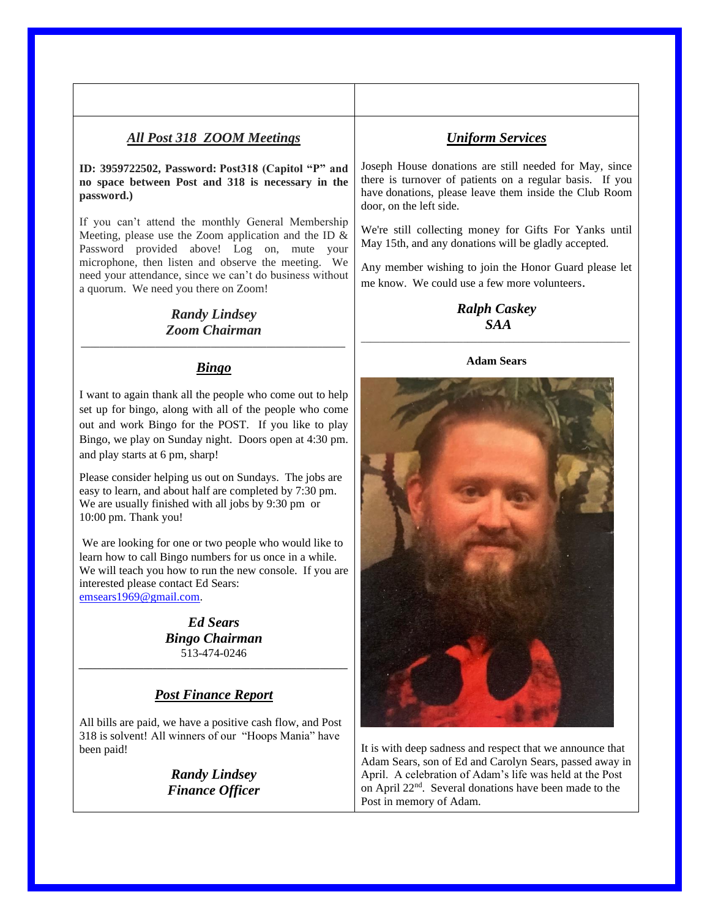## *All Post 318 ZOOM Meetings*

**ID: 3959722502, Password: Post318 (Capitol "P" and no space between Post and 318 is necessary in the password.)**

If you can't attend the monthly General Membership Meeting, please use the Zoom application and the ID & Password provided above! Log on, mute your microphone, then listen and observe the meeting. We need your attendance, since we can't do business without a quorum. We need you there on Zoom!

***Randy Lindsey***
***Zoom Chairman***

---

## *Bingo*

I want to again thank all the people who come out to help set up for bingo, along with all of the people who come out and work Bingo for the POST. If you like to play Bingo, we play on Sunday night. Doors open at 4:30 pm. and play starts at 6 pm, sharp!

Please consider helping us out on Sundays. The jobs are easy to learn, and about half are completed by 7:30 pm. We are usually finished with all jobs by 9:30 pm or 10:00 pm. Thank you!

We are looking for one or two people who would like to learn how to call Bingo numbers for us once in a while. We will teach you how to run the new console. If you are interested please contact Ed Sears: emsears1969@gmail.com.

***Ed Sears***
***Bingo Chairman***
513-474-0246

---

## *Post Finance Report*

All bills are paid, we have a positive cash flow, and Post 318 is solvent! All winners of our "Hoops Mania" have been paid!

***Randy Lindsey***
***Finance Officer***

---

## *Uniform Services*

Joseph House donations are still needed for May, since there is turnover of patients on a regular basis. If you have donations, please leave them inside the Club Room door, on the left side.

We're still collecting money for Gifts For Yanks until May 15th, and any donations will be gladly accepted.

Any member wishing to join the Honor Guard please let me know. We could use a few more volunteers.

***Ralph Caskey***
***SAA***

---

**Adam Sears**

It is with deep sadness and respect that we announce that Adam Sears, son of Ed and Carolyn Sears, passed away in April. A celebration of Adam's life was held at the Post on April 22nd. Several donations have been made to the Post in memory of Adam.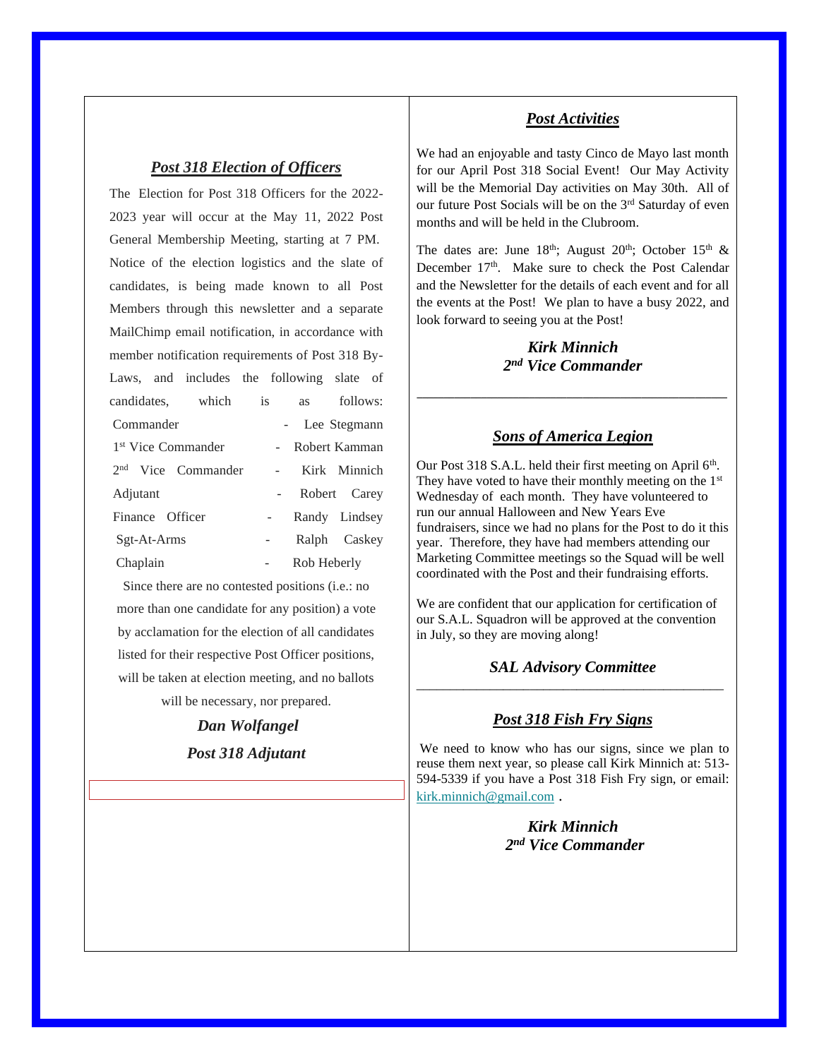## *Post 318 Election of Officers*

The Election for Post 318 Officers for the 2022-2023 year will occur at the May 11, 2022 Post General Membership Meeting, starting at 7 PM. Notice of the election logistics and the slate of candidates, is being made known to all Post Members through this newsletter and a separate MailChimp email notification, in accordance with member notification requirements of Post 318 By-Laws, and includes the following slate of candidates, which is as follows:

| | | |
|---|---|---|
| Commander | - | Lee Stegmann |
| 1st Vice Commander | - | Robert Kamman |
| 2nd Vice Commander | - | Kirk Minnich |
| Adjutant | - | Robert Carey |
| Finance Officer | - | Randy Lindsey |
| Sgt-At-Arms | - | Ralph Caskey |
| Chaplain | - | Rob Heberly |

Since there are no contested positions (i.e.: no more than one candidate for any position) a vote by acclamation for the election of all candidates listed for their respective Post Officer positions, will be taken at election meeting, and no ballots will be necessary, nor prepared.

***Dan Wolfangel***
***Post 318 Adjutant***

## *Post Activities*

We had an enjoyable and tasty Cinco de Mayo last month for our April Post 318 Social Event! Our May Activity will be the Memorial Day activities on May 30th. All of our future Post Socials will be on the 3rd Saturday of even months and will be held in the Clubroom.

The dates are: June 18th; August 20th; October 15th & December 17th. Make sure to check the Post Calendar and the Newsletter for the details of each event and for all the events at the Post! We plan to have a busy 2022, and look forward to seeing you at the Post!

***Kirk Minnich***
***2nd Vice Commander***

---

## *Sons of America Legion*

Our Post 318 S.A.L. held their first meeting on April 6th. They have voted to have their monthly meeting on the 1st Wednesday of each month. They have volunteered to run our annual Halloween and New Years Eve fundraisers, since we had no plans for the Post to do it this year. Therefore, they have had members attending our Marketing Committee meetings so the Squad will be well coordinated with the Post and their fundraising efforts.

We are confident that our application for certification of our S.A.L. Squadron will be approved at the convention in July, so they are moving along!

***SAL Advisory Committee***

---

## *Post 318 Fish Fry Signs*

We need to know who has our signs, since we plan to reuse them next year, so please call Kirk Minnich at: 513-594-5339 if you have a Post 318 Fish Fry sign, or email: kirk.minnich@gmail.com .

***Kirk Minnich***
***2nd Vice Commander***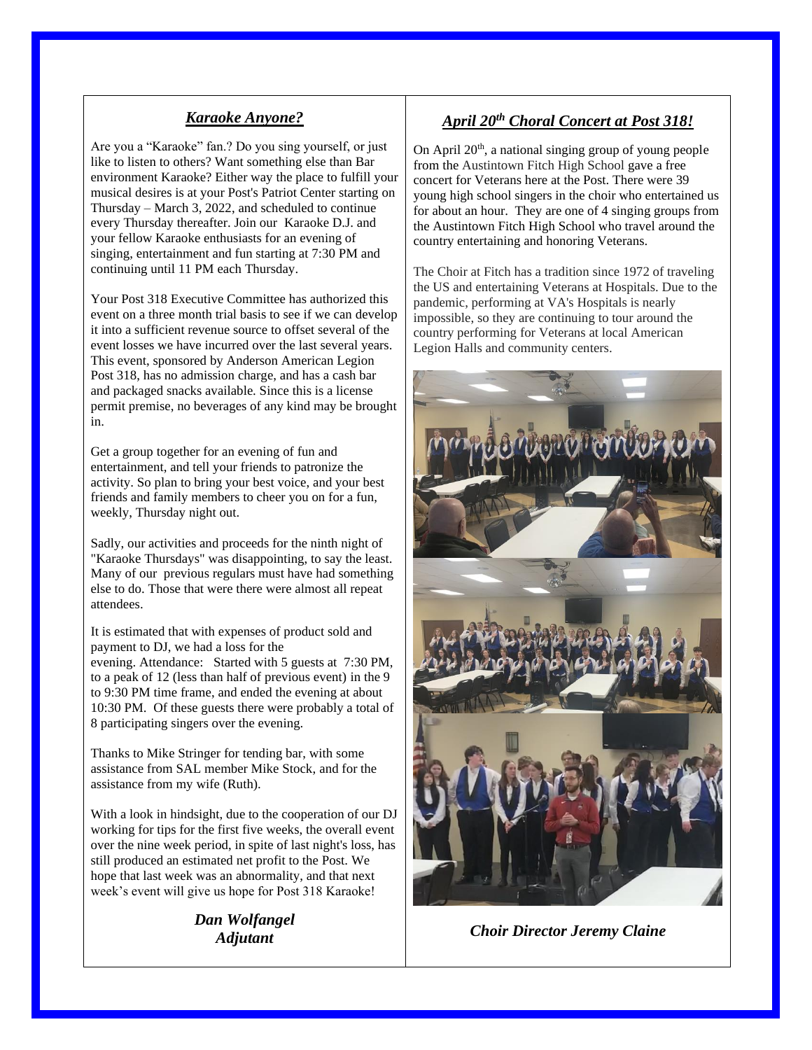## *Karaoke Anyone?*

Are you a "Karaoke" fan.? Do you sing yourself, or just like to listen to others? Want something else than Bar environment Karaoke? Either way the place to fulfill your musical desires is at your Post's Patriot Center starting on Thursday – March 3, 2022, and scheduled to continue every Thursday thereafter. Join our Karaoke D.J. and your fellow Karaoke enthusiasts for an evening of singing, entertainment and fun starting at 7:30 PM and continuing until 11 PM each Thursday.

Your Post 318 Executive Committee has authorized this event on a three month trial basis to see if we can develop it into a sufficient revenue source to offset several of the event losses we have incurred over the last several years. This event, sponsored by Anderson American Legion Post 318, has no admission charge, and has a cash bar and packaged snacks available. Since this is a license permit premise, no beverages of any kind may be brought in.

Get a group together for an evening of fun and entertainment, and tell your friends to patronize the activity. So plan to bring your best voice, and your best friends and family members to cheer you on for a fun, weekly, Thursday night out.

Sadly, our activities and proceeds for the ninth night of "Karaoke Thursdays" was disappointing, to say the least. Many of our previous regulars must have had something else to do. Those that were there were almost all repeat attendees.

It is estimated that with expenses of product sold and payment to DJ, we had a loss for the evening. Attendance: Started with 5 guests at 7:30 PM, to a peak of 12 (less than half of previous event) in the 9 to 9:30 PM time frame, and ended the evening at about 10:30 PM. Of these guests there were probably a total of 8 participating singers over the evening.

Thanks to Mike Stringer for tending bar, with some assistance from SAL member Mike Stock, and for the assistance from my wife (Ruth).

With a look in hindsight, due to the cooperation of our DJ working for tips for the first five weeks, the overall event over the nine week period, in spite of last night's loss, has still produced an estimated net profit to the Post. We hope that last week was an abnormality, and that next week's event will give us hope for Post 318 Karaoke!

***Dan Wolfangel***
***Adjutant***

## *April 20th Choral Concert at Post 318!*

On April 20th, a national singing group of young people from the Austintown Fitch High School gave a free concert for Veterans here at the Post. There were 39 young high school singers in the choir who entertained us for about an hour. They are one of 4 singing groups from the Austintown Fitch High School who travel around the country entertaining and honoring Veterans.

The Choir at Fitch has a tradition since 1972 of traveling the US and entertaining Veterans at Hospitals. Due to the pandemic, performing at VA's Hospitals is nearly impossible, so they are continuing to tour around the country performing for Veterans at local American Legion Halls and community centers.

***Choir Director Jeremy Claine***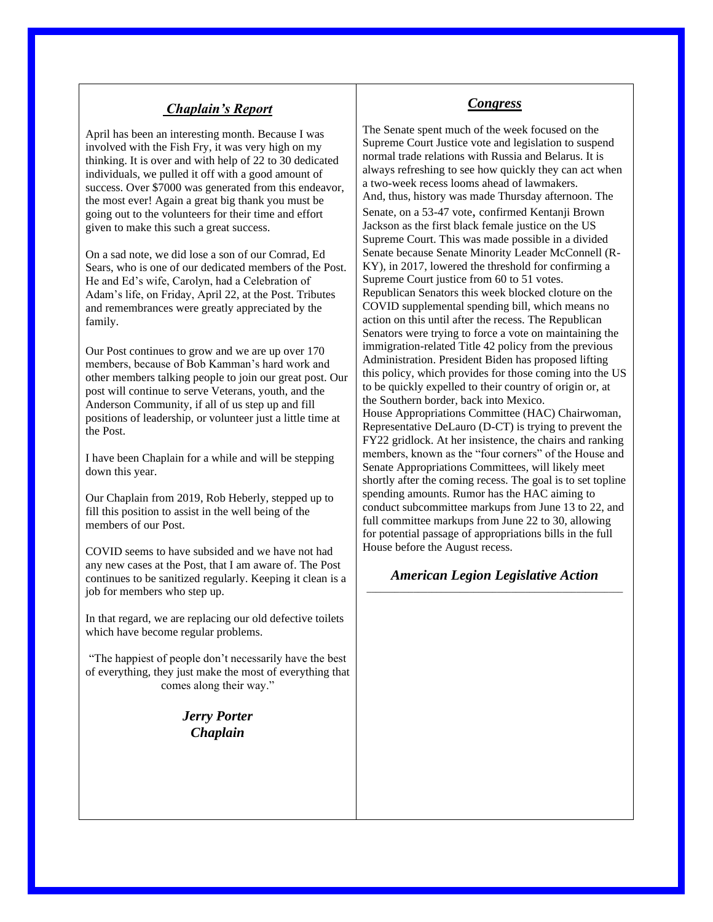## ***Chaplain's Report***

April has been an interesting month. Because I was involved with the Fish Fry, it was very high on my thinking. It is over and with help of 22 to 30 dedicated individuals, we pulled it off with a good amount of success. Over $7000 was generated from this endeavor, the most ever! Again a great big thank you must be going out to the volunteers for their time and effort given to make this such a great success.

On a sad note, we did lose a son of our Comrad, Ed Sears, who is one of our dedicated members of the Post. He and Ed's wife, Carolyn, had a Celebration of Adam's life, on Friday, April 22, at the Post. Tributes and remembrances were greatly appreciated by the family.

Our Post continues to grow and we are up over 170 members, because of Bob Kamman's hard work and other members talking people to join our great post. Our post will continue to serve Veterans, youth, and the Anderson Community, if all of us step up and fill positions of leadership, or volunteer just a little time at the Post.

I have been Chaplain for a while and will be stepping down this year.

Our Chaplain from 2019, Rob Heberly, stepped up to fill this position to assist in the well being of the members of our Post.

COVID seems to have subsided and we have not had any new cases at the Post, that I am aware of. The Post continues to be sanitized regularly. Keeping it clean is a job for members who step up.

In that regard, we are replacing our old defective toilets which have become regular problems.

"The happiest of people don't necessarily have the best of everything, they just make the most of everything that comes along their way."

***Jerry Porter***
***Chaplain***

## ***Congress***

The Senate spent much of the week focused on the Supreme Court Justice vote and legislation to suspend normal trade relations with Russia and Belarus. It is always refreshing to see how quickly they can act when a two-week recess looms ahead of lawmakers.

And, thus, history was made Thursday afternoon. The Senate, on a 53-47 vote, confirmed Kentanji Brown Jackson as the first black female justice on the US Supreme Court. This was made possible in a divided Senate because Senate Minority Leader McConnell (R-KY), in 2017, lowered the threshold for confirming a Supreme Court justice from 60 to 51 votes.

Republican Senators this week blocked cloture on the COVID supplemental spending bill, which means no action on this until after the recess. The Republican Senators were trying to force a vote on maintaining the immigration-related Title 42 policy from the previous Administration. President Biden has proposed lifting this policy, which provides for those coming into the US to be quickly expelled to their country of origin or, at the Southern border, back into Mexico.

House Appropriations Committee (HAC) Chairwoman, Representative DeLauro (D-CT) is trying to prevent the FY22 gridlock. At her insistence, the chairs and ranking members, known as the "four corners" of the House and Senate Appropriations Committees, will likely meet shortly after the coming recess. The goal is to set topline spending amounts. Rumor has the HAC aiming to conduct subcommittee markups from June 13 to 22, and full committee markups from June 22 to 30, allowing for potential passage of appropriations bills in the full House before the August recess.

***American Legion Legislative Action***